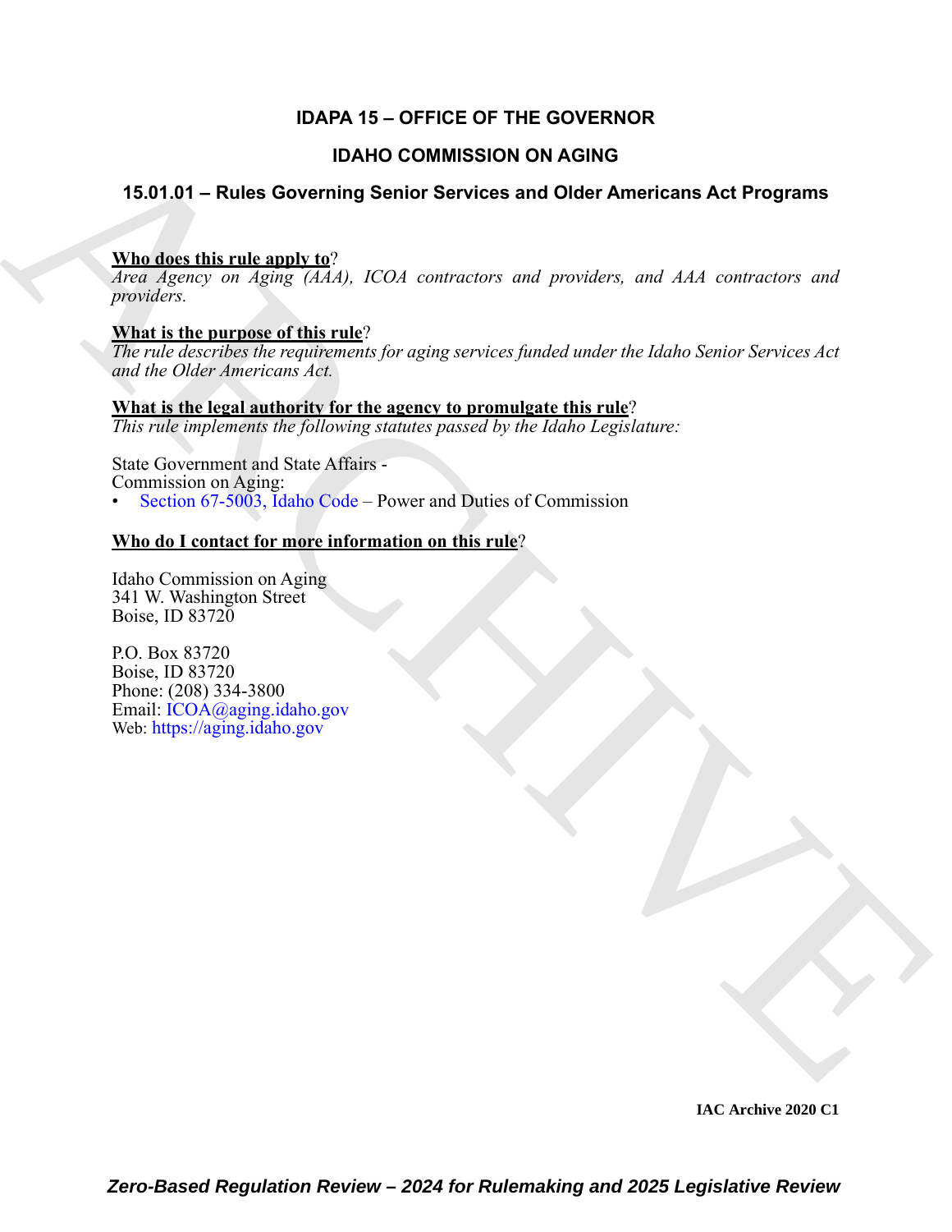# IDAPA 15 – OFFICE OF THE GOVERNOR

## IDAHO COMMISSION ON AGING

## 15.01.01 – Rules Governing Senior Services and Older Americans Act Programs

**Who does this rule apply to**?
*Area Agency on Aging (AAA), ICOA contractors and providers, and AAA contractors and providers.*

**What is the purpose of this rule**?
*The rule describes the requirements for aging services funded under the Idaho Senior Services Act and the Older Americans Act.*

**What is the legal authority for the agency to promulgate this rule**?
*This rule implements the following statutes passed by the Idaho Legislature:*

State Government and State Affairs -
Commission on Aging:
- Section 67-5003, Idaho Code – Power and Duties of Commission

**Who do I contact for more information on this rule**?

Idaho Commission on Aging
341 W. Washington Street
Boise, ID 83720

P.O. Box 83720
Boise, ID 83720
Phone: (208) 334-3800
Email: ICOA@aging.idaho.gov
Web: https://aging.idaho.gov

IAC Archive 2020 C1

*Zero-Based Regulation Review – 2024 for Rulemaking and 2025 Legislative Review*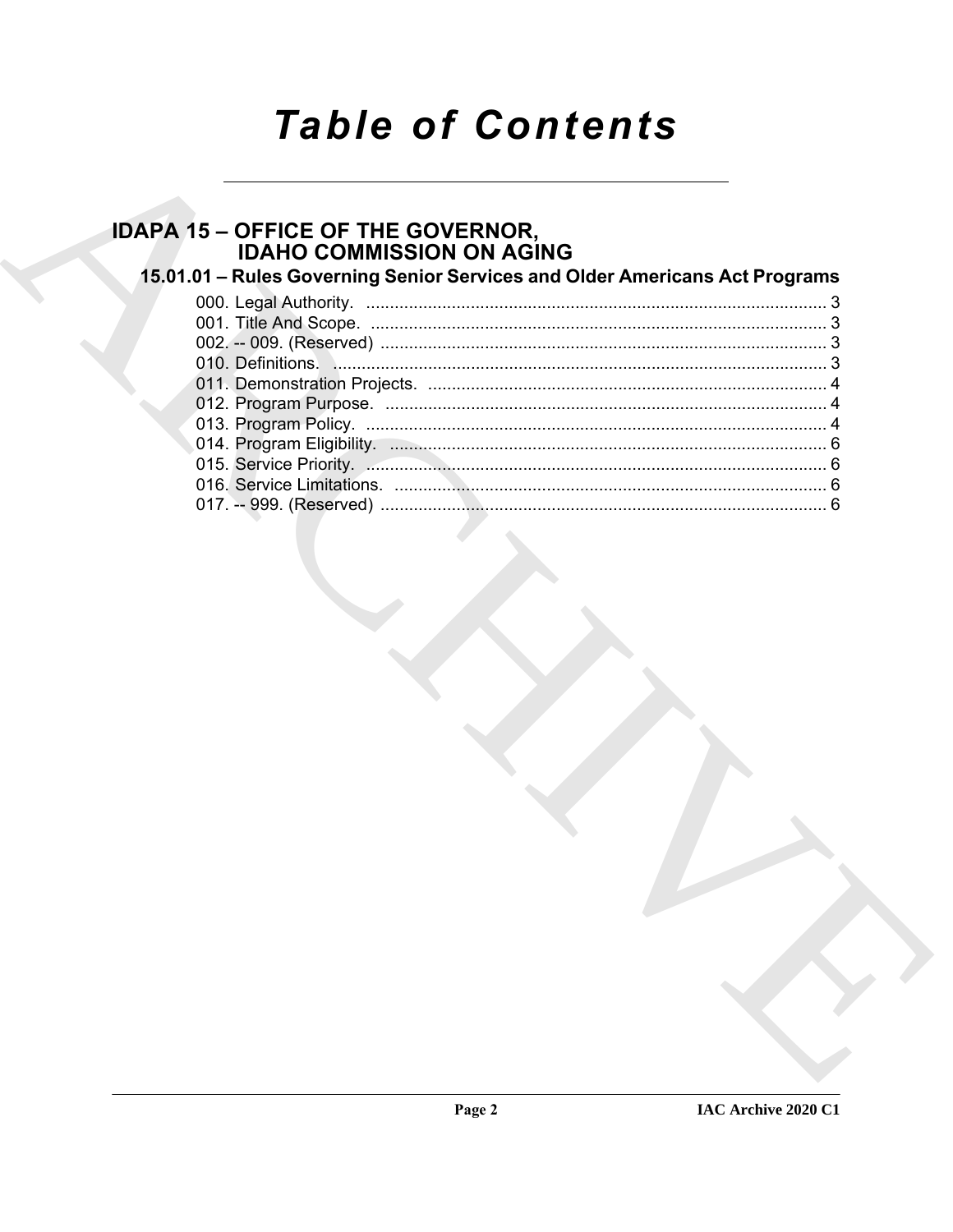# Table of Contents

## IDAPA 15 – OFFICE OF THE GOVERNOR, IDAHO COMMISSION ON AGING

### 15.01.01 – Rules Governing Senior Services and Older Americans Act Programs

000. Legal Authority. ........................................................................................ 3
001. Title And Scope. ........................................................................................ 3
002. -- 009. (Reserved) ...................................................................................... 3
010. Definitions. ................................................................................................ 3
011. Demonstration Projects. ............................................................................ 4
012. Program Purpose. ..................................................................................... 4
013. Program Policy. ......................................................................................... 4
014. Program Eligibility. .................................................................................... 6
015. Service Priority. ......................................................................................... 6
016. Service Limitations. ................................................................................... 6
017. -- 999. (Reserved) ...................................................................................... 6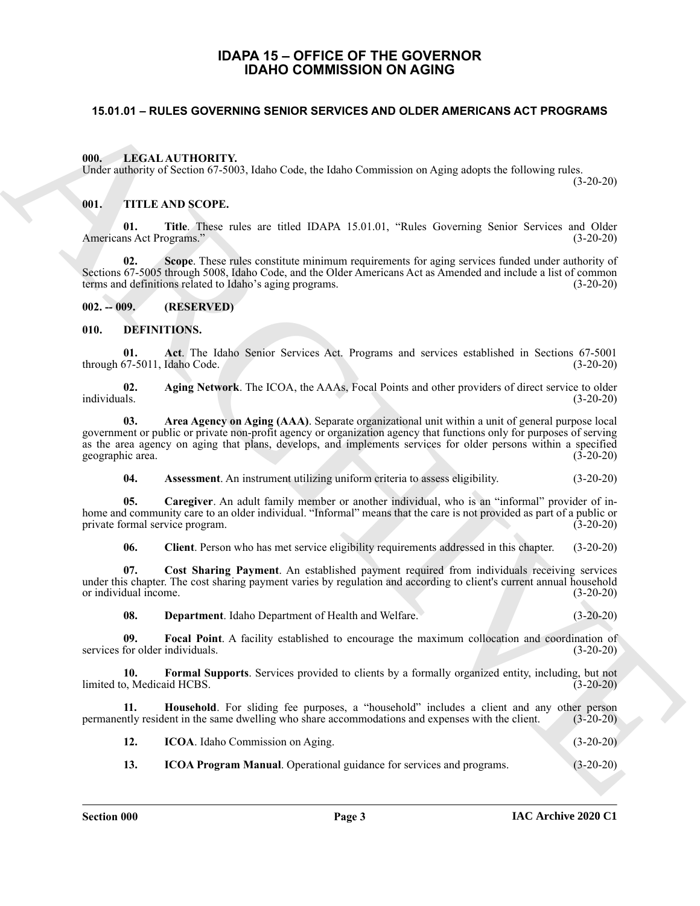# IDAPA 15 – OFFICE OF THE GOVERNOR
# IDAHO COMMISSION ON AGING

## 15.01.01 – RULES GOVERNING SENIOR SERVICES AND OLDER AMERICANS ACT PROGRAMS

### 000. LEGAL AUTHORITY.

Under authority of Section 67-5003, Idaho Code, the Idaho Commission on Aging adopts the following rules. (3-20-20)

### 001. TITLE AND SCOPE.

**01. Title**. These rules are titled IDAPA 15.01.01, "Rules Governing Senior Services and Older Americans Act Programs." (3-20-20)

**02. Scope**. These rules constitute minimum requirements for aging services funded under authority of Sections 67-5005 through 5008, Idaho Code, and the Older Americans Act as Amended and include a list of common terms and definitions related to Idaho's aging programs. (3-20-20)

### 002. -- 009. (RESERVED)

### 010. DEFINITIONS.

**01. Act**. The Idaho Senior Services Act. Programs and services established in Sections 67-5001 through 67-5011, Idaho Code. (3-20-20)

**02. Aging Network**. The ICOA, the AAAs, Focal Points and other providers of direct service to older individuals. (3-20-20)

**03. Area Agency on Aging (AAA)**. Separate organizational unit within a unit of general purpose local government or public or private non-profit agency or organization agency that functions only for purposes of serving as the area agency on aging that plans, develops, and implements services for older persons within a specified geographic area. (3-20-20)

**04. Assessment**. An instrument utilizing uniform criteria to assess eligibility. (3-20-20)

**05. Caregiver**. An adult family member or another individual, who is an "informal" provider of in-home and community care to an older individual. "Informal" means that the care is not provided as part of a public or private formal service program. (3-20-20)

**06. Client**. Person who has met service eligibility requirements addressed in this chapter. (3-20-20)

**07. Cost Sharing Payment**. An established payment required from individuals receiving services under this chapter. The cost sharing payment varies by regulation and according to client's current annual household or individual income. (3-20-20)

**08. Department**. Idaho Department of Health and Welfare. (3-20-20)

**09. Focal Point**. A facility established to encourage the maximum collocation and coordination of services for older individuals. (3-20-20)

**10. Formal Supports**. Services provided to clients by a formally organized entity, including, but not limited to, Medicaid HCBS. (3-20-20)

**11. Household**. For sliding fee purposes, a "household" includes a client and any other person permanently resident in the same dwelling who share accommodations and expenses with the client. (3-20-20)

**12. ICOA**. Idaho Commission on Aging. (3-20-20)

**13. ICOA Program Manual**. Operational guidance for services and programs. (3-20-20)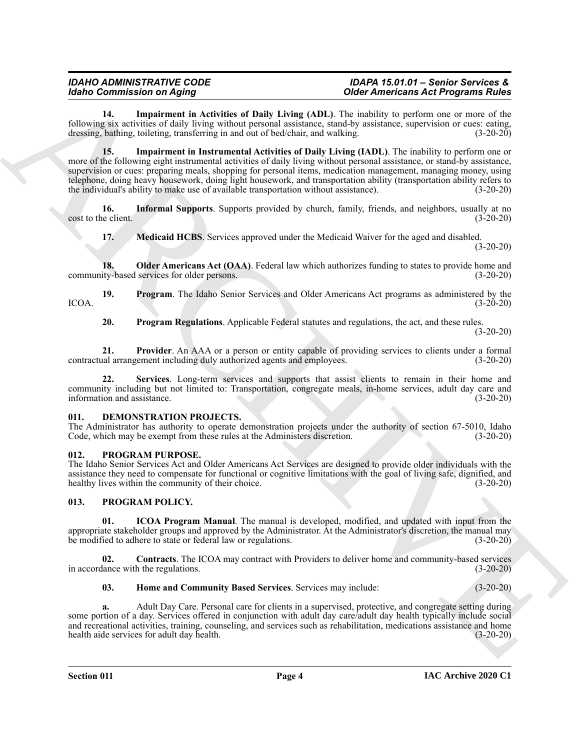**14. Impairment in Activities of Daily Living (ADL)**. The inability to perform one or more of the following six activities of daily living without personal assistance, stand-by assistance, supervision or cues: eating, dressing, bathing, toileting, transferring in and out of bed/chair, and walking. (3-20-20)

**15. Impairment in Instrumental Activities of Daily Living (IADL)**. The inability to perform one or more of the following eight instrumental activities of daily living without personal assistance, or stand-by assistance, supervision or cues: preparing meals, shopping for personal items, medication management, managing money, using telephone, doing heavy housework, doing light housework, and transportation ability (transportation ability refers to the individual's ability to make use of available transportation without assistance). (3-20-20)

**16. Informal Supports**. Supports provided by church, family, friends, and neighbors, usually at no cost to the client. (3-20-20)

**17. Medicaid HCBS**. Services approved under the Medicaid Waiver for the aged and disabled. (3-20-20)

**18. Older Americans Act (OAA)**. Federal law which authorizes funding to states to provide home and community-based services for older persons. (3-20-20)

**19. Program**. The Idaho Senior Services and Older Americans Act programs as administered by the ICOA. (3-20-20)

**20. Program Regulations**. Applicable Federal statutes and regulations, the act, and these rules. (3-20-20)

**21. Provider**. An AAA or a person or entity capable of providing services to clients under a formal contractual arrangement including duly authorized agents and employees. (3-20-20)

**22. Services**. Long-term services and supports that assist clients to remain in their home and community including but not limited to: Transportation, congregate meals, in-home services, adult day care and information and assistance. (3-20-20)

## 011. DEMONSTRATION PROJECTS.

The Administrator has authority to operate demonstration projects under the authority of section 67-5010, Idaho Code, which may be exempt from these rules at the Administers discretion. (3-20-20)

## 012. PROGRAM PURPOSE.

The Idaho Senior Services Act and Older Americans Act Services are designed to provide older individuals with the assistance they need to compensate for functional or cognitive limitations with the goal of living safe, dignified, and healthy lives within the community of their choice. (3-20-20)

## 013. PROGRAM POLICY.

**01. ICOA Program Manual**. The manual is developed, modified, and updated with input from the appropriate stakeholder groups and approved by the Administrator. At the Administrator's discretion, the manual may be modified to adhere to state or federal law or regulations. (3-20-20)

**02. Contracts**. The ICOA may contract with Providers to deliver home and community-based services in accordance with the regulations. (3-20-20)

**03. Home and Community Based Services**. Services may include: (3-20-20)

**a.** Adult Day Care. Personal care for clients in a supervised, protective, and congregate setting during some portion of a day. Services offered in conjunction with adult day care/adult day health typically include social and recreational activities, training, counseling, and services such as rehabilitation, medications assistance and home health aide services for adult day health. (3-20-20)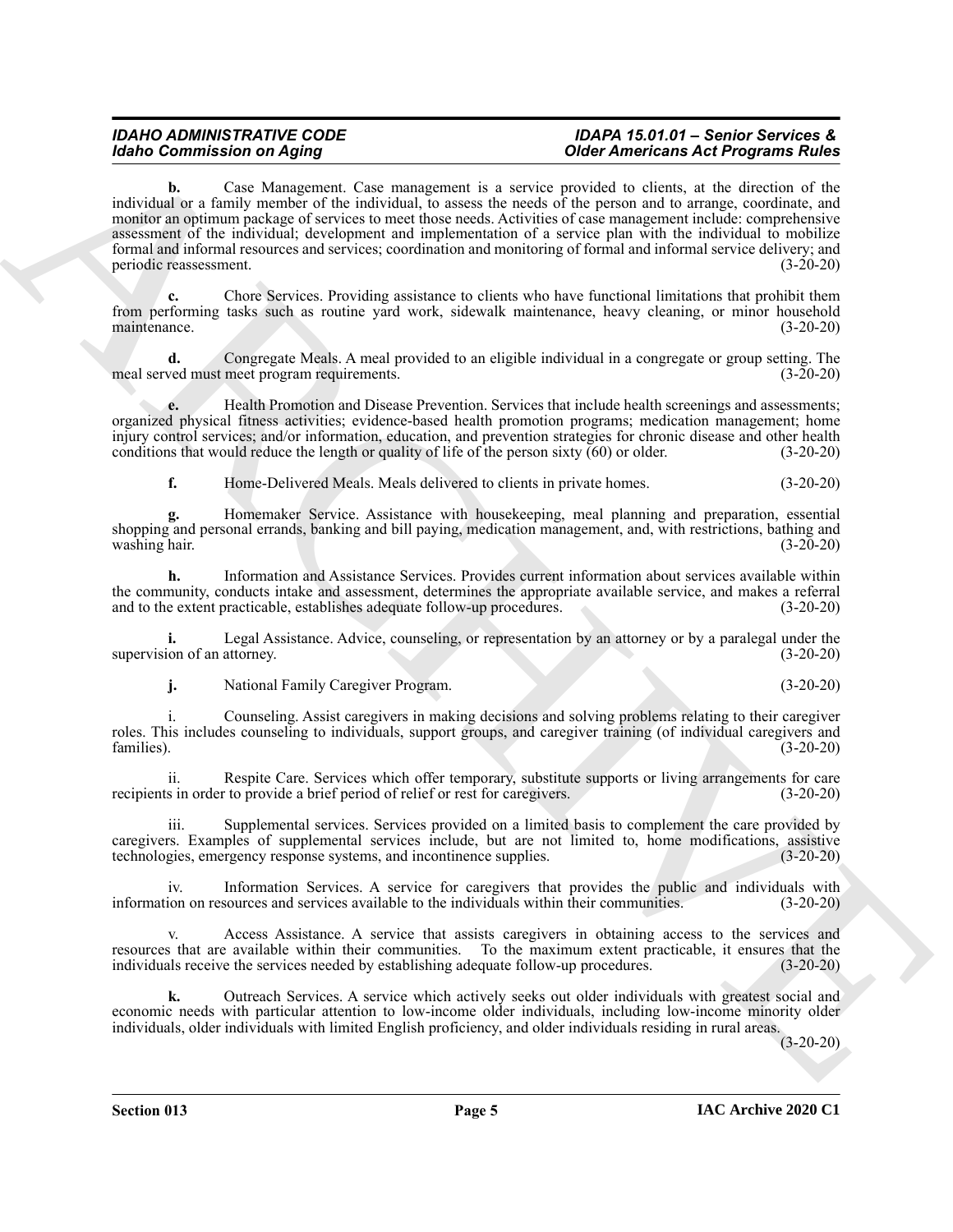**b.** Case Management. Case management is a service provided to clients, at the direction of the individual or a family member of the individual, to assess the needs of the person and to arrange, coordinate, and monitor an optimum package of services to meet those needs. Activities of case management include: comprehensive assessment of the individual; development and implementation of a service plan with the individual to mobilize formal and informal resources and services; coordination and monitoring of formal and informal service delivery; and periodic reassessment. (3-20-20)

**c.** Chore Services. Providing assistance to clients who have functional limitations that prohibit them from performing tasks such as routine yard work, sidewalk maintenance, heavy cleaning, or minor household maintenance. (3-20-20)

**d.** Congregate Meals. A meal provided to an eligible individual in a congregate or group setting. The meal served must meet program requirements. (3-20-20)

**e.** Health Promotion and Disease Prevention. Services that include health screenings and assessments; organized physical fitness activities; evidence-based health promotion programs; medication management; home injury control services; and/or information, education, and prevention strategies for chronic disease and other health conditions that would reduce the length or quality of life of the person sixty (60) or older. (3-20-20)

**f.** Home-Delivered Meals. Meals delivered to clients in private homes. (3-20-20)

**g.** Homemaker Service. Assistance with housekeeping, meal planning and preparation, essential shopping and personal errands, banking and bill paying, medication management, and, with restrictions, bathing and washing hair. (3-20-20)

**h.** Information and Assistance Services. Provides current information about services available within the community, conducts intake and assessment, determines the appropriate available service, and makes a referral and to the extent practicable, establishes adequate follow-up procedures. (3-20-20)

**i.** Legal Assistance. Advice, counseling, or representation by an attorney or by a paralegal under the supervision of an attorney. (3-20-20)

**j.** National Family Caregiver Program. (3-20-20)

i. Counseling. Assist caregivers in making decisions and solving problems relating to their caregiver roles. This includes counseling to individuals, support groups, and caregiver training (of individual caregivers and families). (3-20-20)

ii. Respite Care. Services which offer temporary, substitute supports or living arrangements for care recipients in order to provide a brief period of relief or rest for caregivers. (3-20-20)

iii. Supplemental services. Services provided on a limited basis to complement the care provided by caregivers. Examples of supplemental services include, but are not limited to, home modifications, assistive technologies, emergency response systems, and incontinence supplies. (3-20-20)

iv. Information Services. A service for caregivers that provides the public and individuals with information on resources and services available to the individuals within their communities. (3-20-20)

v. Access Assistance. A service that assists caregivers in obtaining access to the services and resources that are available within their communities. To the maximum extent practicable, it ensures that the individuals receive the services needed by establishing adequate follow-up procedures. (3-20-20)

**k.** Outreach Services. A service which actively seeks out older individuals with greatest social and economic needs with particular attention to low-income older individuals, including low-income minority older individuals, older individuals with limited English proficiency, and older individuals residing in rural areas. (3-20-20)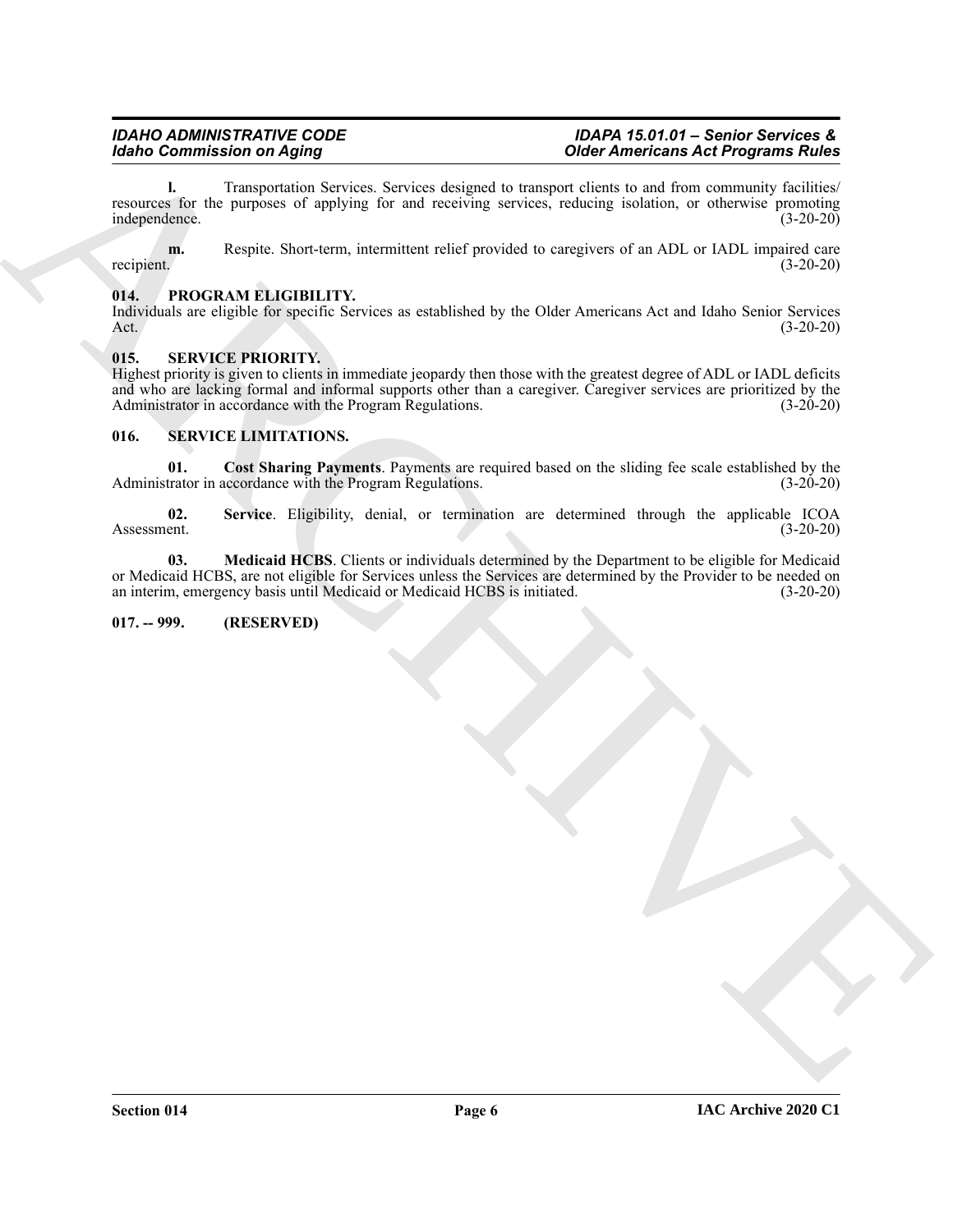**l.** Transportation Services. Services designed to transport clients to and from community facilities/ resources for the purposes of applying for and receiving services, reducing isolation, or otherwise promoting independence. (3-20-20)

**m.** Respite. Short-term, intermittent relief provided to caregivers of an ADL or IADL impaired care recipient. (3-20-20)

### 014. PROGRAM ELIGIBILITY.

Individuals are eligible for specific Services as established by the Older Americans Act and Idaho Senior Services Act. (3-20-20)

### 015. SERVICE PRIORITY.

Highest priority is given to clients in immediate jeopardy then those with the greatest degree of ADL or IADL deficits and who are lacking formal and informal supports other than a caregiver. Caregiver services are prioritized by the Administrator in accordance with the Program Regulations. (3-20-20)

### 016. SERVICE LIMITATIONS.

**01. Cost Sharing Payments**. Payments are required based on the sliding fee scale established by the Administrator in accordance with the Program Regulations. (3-20-20)

**02. Service**. Eligibility, denial, or termination are determined through the applicable ICOA Assessment. (3-20-20)

**03. Medicaid HCBS**. Clients or individuals determined by the Department to be eligible for Medicaid or Medicaid HCBS, are not eligible for Services unless the Services are determined by the Provider to be needed on an interim, emergency basis until Medicaid or Medicaid HCBS is initiated. (3-20-20)

### 017. -- 999. (RESERVED)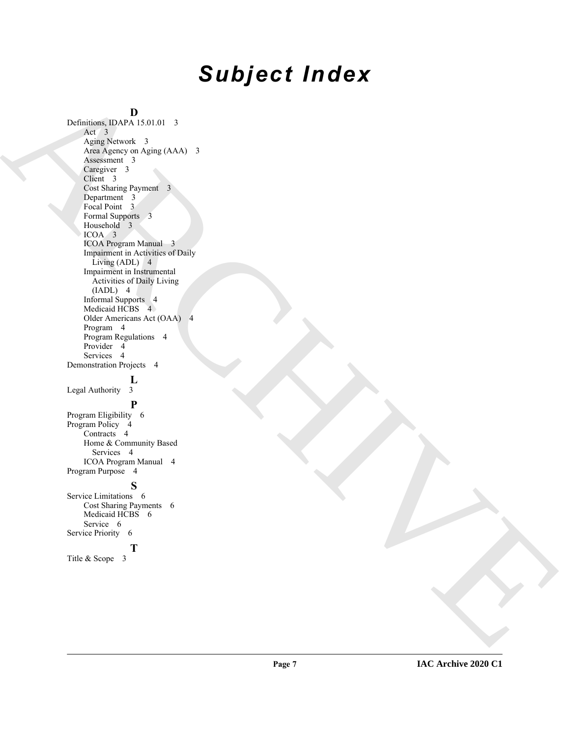# Subject Index

**D**

Definitions, IDAPA 15.01.01 3
- Act 3
- Aging Network 3
- Area Agency on Aging (AAA) 3
- Assessment 3
- Caregiver 3
- Client 3
- Cost Sharing Payment 3
- Department 3
- Focal Point 3
- Formal Supports 3
- Household 3
- ICOA 3
- ICOA Program Manual 3
- Impairment in Activities of Daily Living (ADL) 4
- Impairment in Instrumental Activities of Daily Living (IADL) 4
- Informal Supports 4
- Medicaid HCBS 4
- Older Americans Act (OAA) 4
- Program 4
- Program Regulations 4
- Provider 4
- Services 4

Demonstration Projects 4

**L**

Legal Authority 3

**P**

Program Eligibility 6

Program Policy 4
- Contracts 4
- Home & Community Based Services 4
- ICOA Program Manual 4

Program Purpose 4

**S**

Service Limitations 6
- Cost Sharing Payments 6
- Medicaid HCBS 6
- Service 6

Service Priority 6

**T**

Title & Scope 3